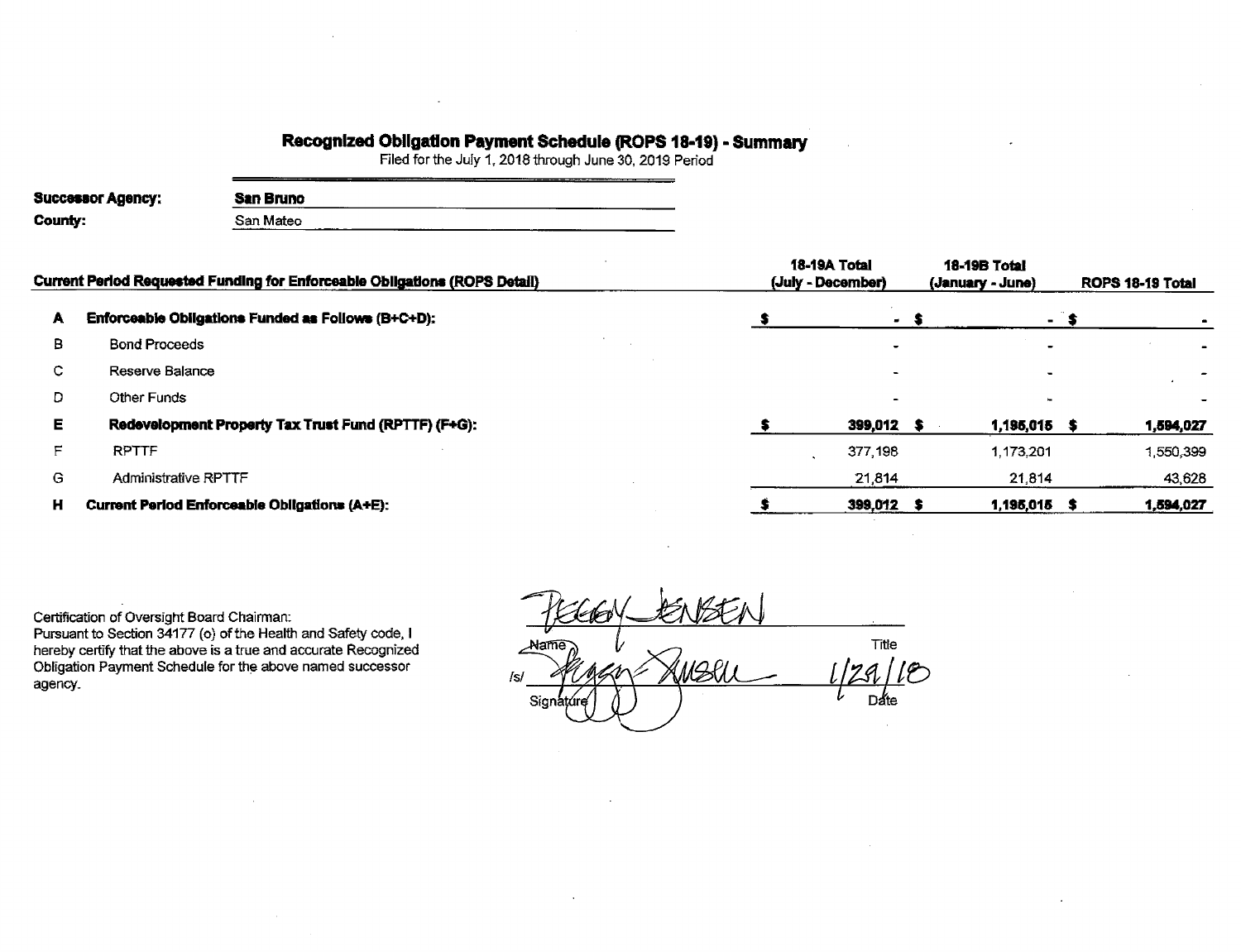# Recognized Obligation Payment Schedule (ROPS 18-19) - Summary

Filed for the July 1, 2018 through June 30, 2019 Period

**Successor Agency:** **San Bruno**

**County:** San Mateo

| | **Current Period Requested Funding for Enforceable Obligations (ROPS Detail)** | **18-19A Total (July - December)** | **18-19B Total (January - June)** | **ROPS 18-19 Total** |
|---|---|---|---|---|
| **A** | **Enforceable Obligations Funded as Follows (B+C+D):** | **$ -** | **$ -** | **$ -** |
| B | Bond Proceeds | - | - | - |
| C | Reserve Balance | - | - | - |
| D | Other Funds | - | - | - |
| **E** | **Redevelopment Property Tax Trust Fund (RPTTF) (F+G):** | **$ 399,012** | **$ 1,195,015** | **$ 1,594,027** |
| F | RPTTF | 377,198 | 1,173,201 | 1,550,399 |
| G | Administrative RPTTF | 21,814 | 21,814 | 43,628 |
| **H** | **Current Period Enforceable Obligations (A+E):** | **$ 399,012** | **$ 1,195,015** | **$ 1,594,027** |

Certification of Oversight Board Chairman:
Pursuant to Section 34177 (o) of the Health and Safety code, I hereby certify that the above is a true and accurate Recognized Obligation Payment Schedule for the above named successor agency.

PEGGY JENSEN

Name                                        Title

/s/ Peggy Jensen                    1/29/18

Signature                                   Date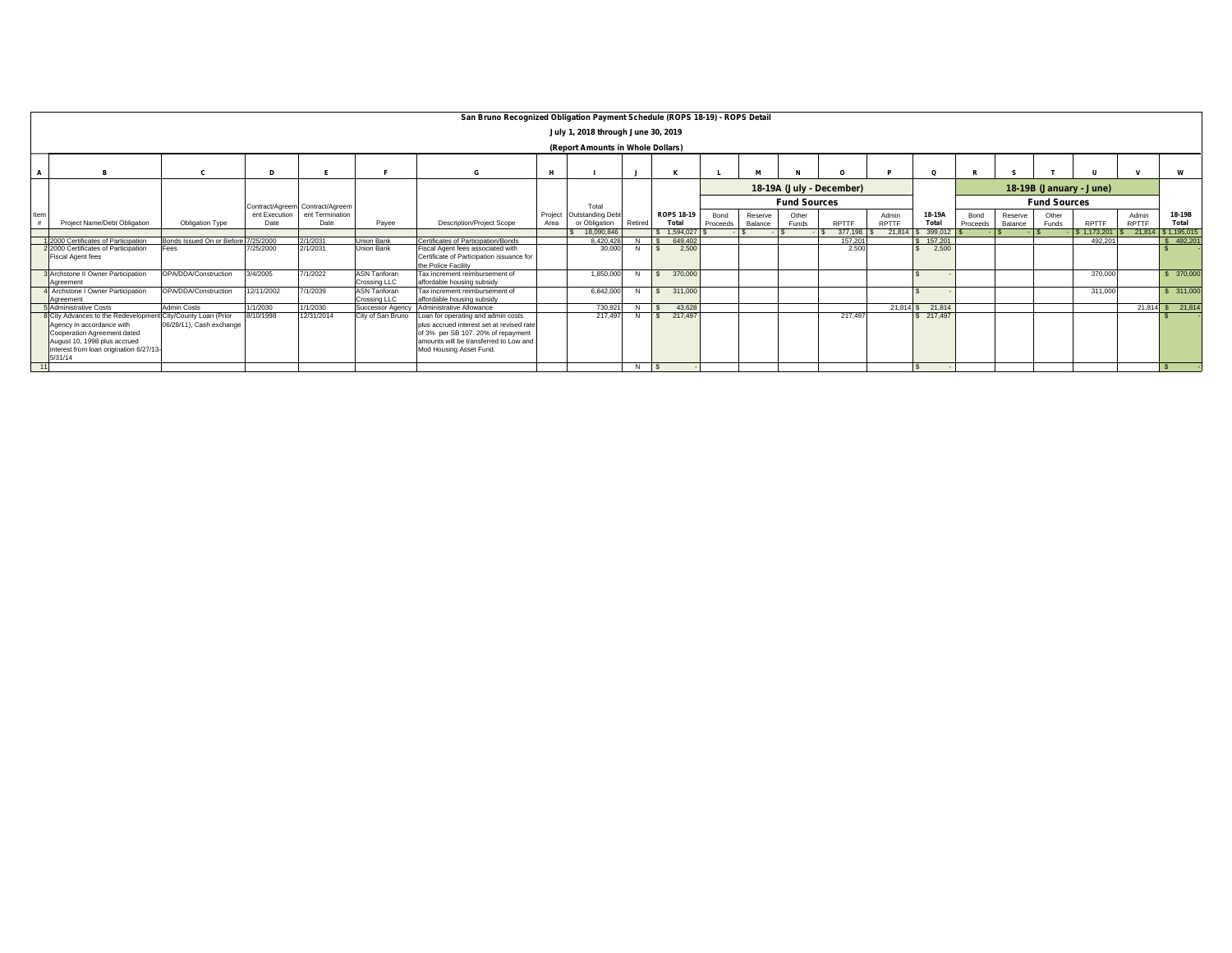# San Bruno Recognized Obligation Payment Schedule (ROPS 18-19) - ROPS Detail

## July 1, 2018 through June 30, 2019

### (Report Amounts in Whole Dollars)

| A | B | C | D | E | F | G | H | I | J | K | L | M | N | O | P | Q | R | S | T | U | V | W |
|---|---|---|---|---|---|---|---|---|---|---|---|---|---|---|---|---|---|---|---|---|---|---|
| | | | | | | | | | | | 18-19A (July - December) | | | | | | 18-19B (January - June) | | | | | |
| | | | | | | | | | | | Fund Sources | | | | | | Fund Sources | | | | | |
| Item # | Project Name/Debt Obligation | Obligation Type | Contract/Agreement Execution Date | Contract/Agreement Termination Date | Payee | Description/Project Scope | Project Area | Total Outstanding Debt or Obligation | Retired | ROPS 18-19 Total | Bond Proceeds | Reserve Balance | Other Funds | RPTTF | Admin RPTTF | 18-19A Total | Bond Proceeds | Reserve Balance | Other Funds | RPTTF | Admin RPTTF | 18-19B Total |
| | | | | | | | | $ 18,090,846 | | $ 1,594,027 | $ - | $ - | $ - | $ 377,198 | $ 21,814 | $ 399,012 | $ - | $ - | $ - | $ 1,173,201 | $ 21,814 | $ 1,195,015 |
| 1 | 2000 Certificates of Participation | Bonds Issued On or Before 12/31/10 | 7/25/2000 | 2/1/2031 | Union Bank | Certificates of Participation/Bonds | | 8,420,428 | N | $ 649,402 | | | | 157,201 | | $ 157,201 | | | | 492,201 | | $ 492,201 |
| 2 | 2000 Certificates of Participation Fiscal Agent fees | Fees | 7/25/2000 | 2/1/2031 | Union Bank | Fiscal Agent fees associated with Certificate of Participation issuance for the Police Facility | | 30,000 | N | $ 2,500 | | | | 2,500 | | $ 2,500 | | | | | | $ - |
| 3 | Archstone II Owner Participation Agreement | OPA/DDA/Construction | 3/4/2005 | 7/1/2022 | ASN Tanforan Crossing LLC | Tax increment reimbursement of affordable housing subsidy | | 1,850,000 | N | $ 370,000 | | | | | | $ - | | | | 370,000 | | $ 370,000 |
| 4 | Archstone I Owner Participation Agreement | OPA/DDA/Construction | 12/11/2002 | 7/1/2039 | ASN Tanforan Crossing LLC | Tax increment reimbursement of affordable housing subsidy | | 6,842,000 | N | $ 311,000 | | | | | | $ - | | | | 311,000 | | $ 311,000 |
| 5 | Administrative Costs | Admin Costs | 1/1/2030 | 1/1/2030 | Successor Agency | Administrative Allowance | | 730,921 | N | $ 43,628 | | | | | 21,814 | $ 21,814 | | | | | 21,814 | $ 21,814 |
| 8 | City Advances to the Redevelopment Agency in accordance with Cooperation Agreement dated August 10, 1998 plus accrued interest from loan origination 6/27/13-5/31/14 | City/County Loan (Prior 06/28/11), Cash exchange | 8/10/1998 | 12/31/2014 | City of San Bruno | Loan for operating and admin costs plus accrued interest set at revised rate of 3% per SB 107. 20% of repayment amounts will be transferred to Low and Mod Housing Asset Fund. | | 217,497 | N | $ 217,497 | | | | 217,497 | | $ 217,497 | | | | | | $ - |
| 11 | | | | | | | | | N | $ - | | | | | | $ - | | | | | | $ - |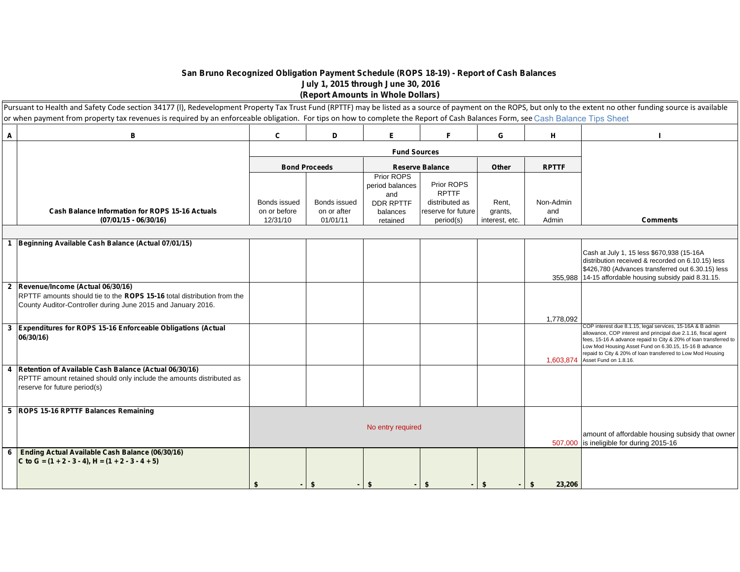# San Bruno Recognized Obligation Payment Schedule (ROPS 18-19) - Report of Cash Balances

## July 1, 2015 through June 30, 2016

## (Report Amounts in Whole Dollars)

Pursuant to Health and Safety Code section 34177 (l), Redevelopment Property Tax Trust Fund (RPTTF) may be listed as a source of payment on the ROPS, but only to the extent no other funding source is available or when payment from property tax revenues is required by an enforceable obligation. For tips on how to complete the Report of Cash Balances Form, see Cash Balance Tips Sheet

| A | B | C | D | E | F | G | H | I |
|---|---|---|---|---|---|---|---|---|
| | | **Fund Sources** | | | | | | |
| | | **Bond Proceeds** | | **Reserve Balance** | | **Other** | **RPTTF** | |
| | **Cash Balance Information for ROPS 15-16 Actuals (07/01/15 - 06/30/16)** | Bonds issued on or before 12/31/10 | Bonds issued on or after 01/01/11 | Prior ROPS period balances and DDR RPTTF balances retained | Prior ROPS RPTTF distributed as reserve for future period(s) | Rent, grants, interest, etc. | Non-Admin and Admin | **Comments** |
| 1 | **Beginning Available Cash Balance (Actual 07/01/15)** | | | | | | 355,988 | Cash at July 1, 15 less $670,938 (15-16A distribution received & recorded on 6.10.15) less $426,780 (Advances transferred out 6.30.15) less 14-15 affordable housing subsidy paid 8.31.15. |
| 2 | **Revenue/Income (Actual 06/30/16)** RPTTF amounts should tie to the **ROPS 15-16** total distribution from the County Auditor-Controller during June 2015 and January 2016. | | | | | | 1,778,092 | |
| 3 | **Expenditures for ROPS 15-16 Enforceable Obligations (Actual 06/30/16)** | | | | | | 1,603,874 | COP interest due 8.1.15, legal services, 15-16A & B admin allowance, COP interest and principal due 2.1.16, fiscal agent fees, 15-16 A advance repaid to City & 20% of loan transferred to Low Mod Housing Asset Fund on 6.30.15, 15-16 B advance repaid to City & 20% of loan transferred to Low Mod Housing Asset Fund on 1.8.16. |
| 4 | **Retention of Available Cash Balance (Actual 06/30/16)** RPTTF amount retained should only include the amounts distributed as reserve for future period(s) | | | | | | | |
| 5 | **ROPS 15-16 RPTTF Balances Remaining** | No entry required | | | | | 507,000 | amount of affordable housing subsidy that owner is ineligible for during 2015-16 |
| 6 | **Ending Actual Available Cash Balance (06/30/16)** **C to G = (1 + 2 - 3 - 4), H = (1 + 2 - 3 - 4 + 5)** | $ - | $ - | $ - | $ - | $ - | $ 23,206 | |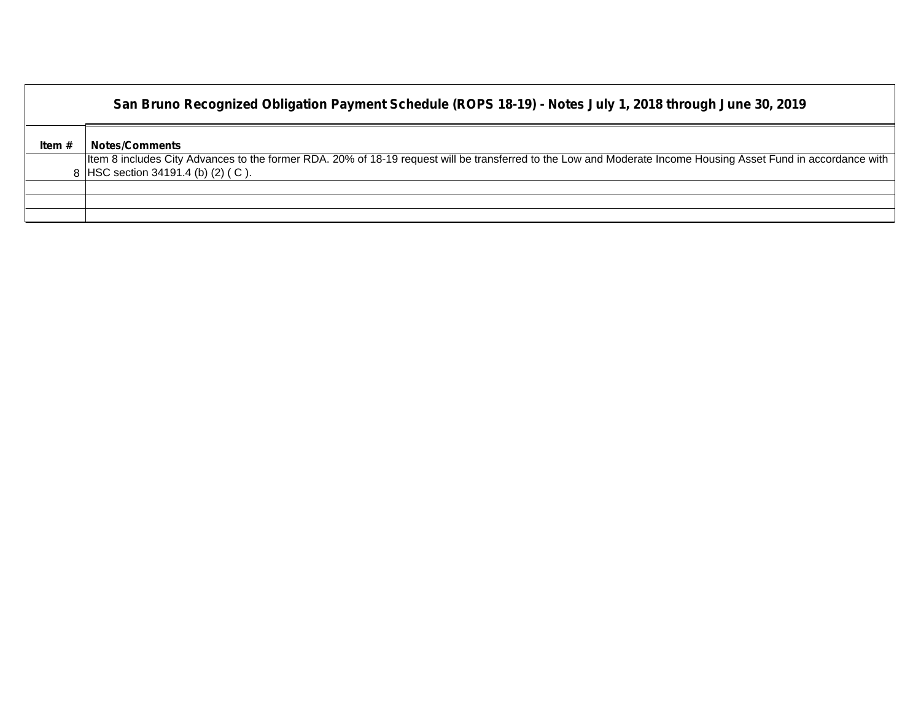# San Bruno Recognized Obligation Payment Schedule (ROPS 18-19) - Notes July 1, 2018 through June 30, 2019

| Item # | Notes/Comments |
|---|---|
| 8 | Item 8 includes City Advances to the former RDA. 20% of 18-19 request will be transferred to the Low and Moderate Income Housing Asset Fund in accordance with HSC section 34191.4 (b) (2) ( C ). |
| | |
| | |
| | |